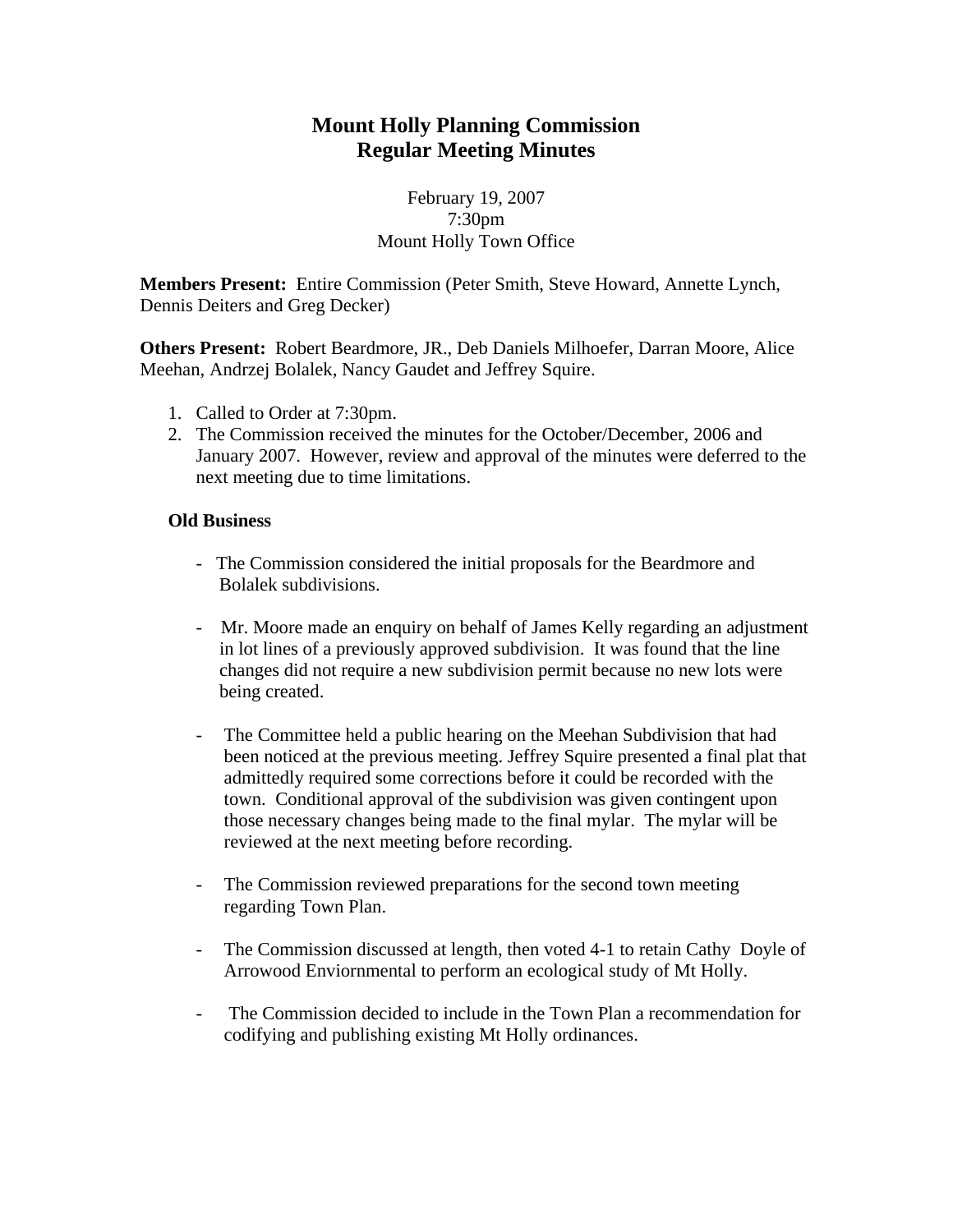# Mount Holly Planning Commission
# Regular Meeting Minutes

February 19, 2007
7:30pm
Mount Holly Town Office

**Members Present:** Entire Commission (Peter Smith, Steve Howard, Annette Lynch, Dennis Deiters and Greg Decker)

**Others Present:** Robert Beardmore, JR., Deb Daniels Milhoefer, Darran Moore, Alice Meehan, Andrzej Bolalek, Nancy Gaudet and Jeffrey Squire.

1. Called to Order at 7:30pm.
2. The Commission received the minutes for the October/December, 2006 and January 2007. However, review and approval of the minutes were deferred to the next meeting due to time limitations.

**Old Business**

- The Commission considered the initial proposals for the Beardmore and Bolalek subdivisions.

- Mr. Moore made an enquiry on behalf of James Kelly regarding an adjustment in lot lines of a previously approved subdivision. It was found that the line changes did not require a new subdivision permit because no new lots were being created.

- The Committee held a public hearing on the Meehan Subdivision that had been noticed at the previous meeting. Jeffrey Squire presented a final plat that admittedly required some corrections before it could be recorded with the town. Conditional approval of the subdivision was given contingent upon those necessary changes being made to the final mylar. The mylar will be reviewed at the next meeting before recording.

- The Commission reviewed preparations for the second town meeting regarding Town Plan.

- The Commission discussed at length, then voted 4-1 to retain Cathy Doyle of Arrowood Enviorنmental to perform an ecological study of Mt Holly.

- The Commission decided to include in the Town Plan a recommendation for codifying and publishing existing Mt Holly ordinances.

# Mount Holly Planning Commission
# Regular Meeting Minutes

February 19, 2007
7:30pm
Mount Holly Town Office

**Members Present:** Entire Commission (Peter Smith, Steve Howard, Annette Lynch, Dennis Deiters and Greg Decker)

**Others Present:** Robert Beardmore, JR., Deb Daniels Milhoefer, Darran Moore, Alice Meehan, Andrzej Bolalek, Nancy Gaudet and Jeffrey Squire.

1. Called to Order at 7:30pm.
2. The Commission received the minutes for the October/December, 2006 and January 2007. However, review and approval of the minutes were deferred to the next meeting due to time limitations.

**Old Business**

- The Commission considered the initial proposals for the Beardmore and Bolalek subdivisions.

- Mr. Moore made an enquiry on behalf of James Kelly regarding an adjustment in lot lines of a previously approved subdivision. It was found that the line changes did not require a new subdivision permit because no new lots were being created.

- The Committee held a public hearing on the Meehan Subdivision that had been noticed at the previous meeting. Jeffrey Squire presented a final plat that admittedly required some corrections before it could be recorded with the town. Conditional approval of the subdivision was given contingent upon those necessary changes being made to the final mylar. The mylar will be reviewed at the next meeting before recording.

- The Commission reviewed preparations for the second town meeting regarding Town Plan.

- The Commission discussed at length, then voted 4-1 to retain Cathy Doyle of Arrowood Enviorntmental to perform an ecological study of Mt Holly.

- The Commission decided to include in the Town Plan a recommendation for codifying and publishing existing Mt Holly ordinances.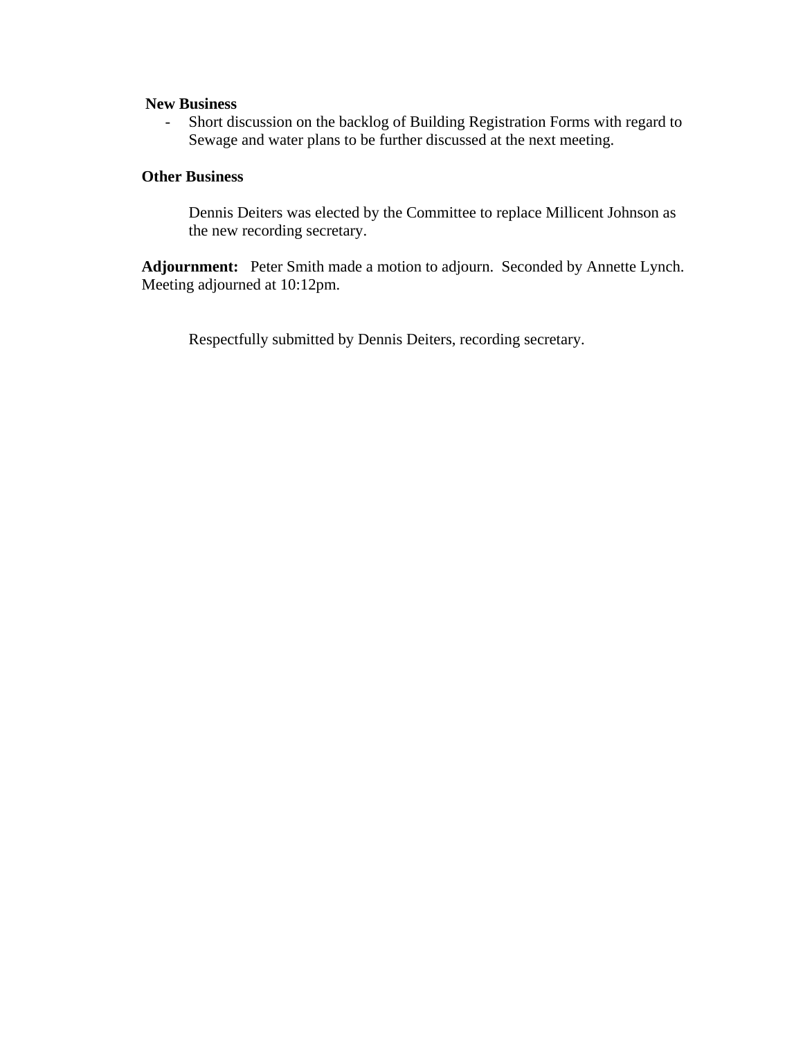**New Business**

- Short discussion on the backlog of Building Registration Forms with regard to Sewage and water plans to be further discussed at the next meeting.

**Other Business**

Dennis Deiters was elected by the Committee to replace Millicent Johnson as the new recording secretary.

**Adjournment:** Peter Smith made a motion to adjourn. Seconded by Annette Lynch. Meeting adjourned at 10:12pm.

Respectfully submitted by Dennis Deiters, recording secretary.